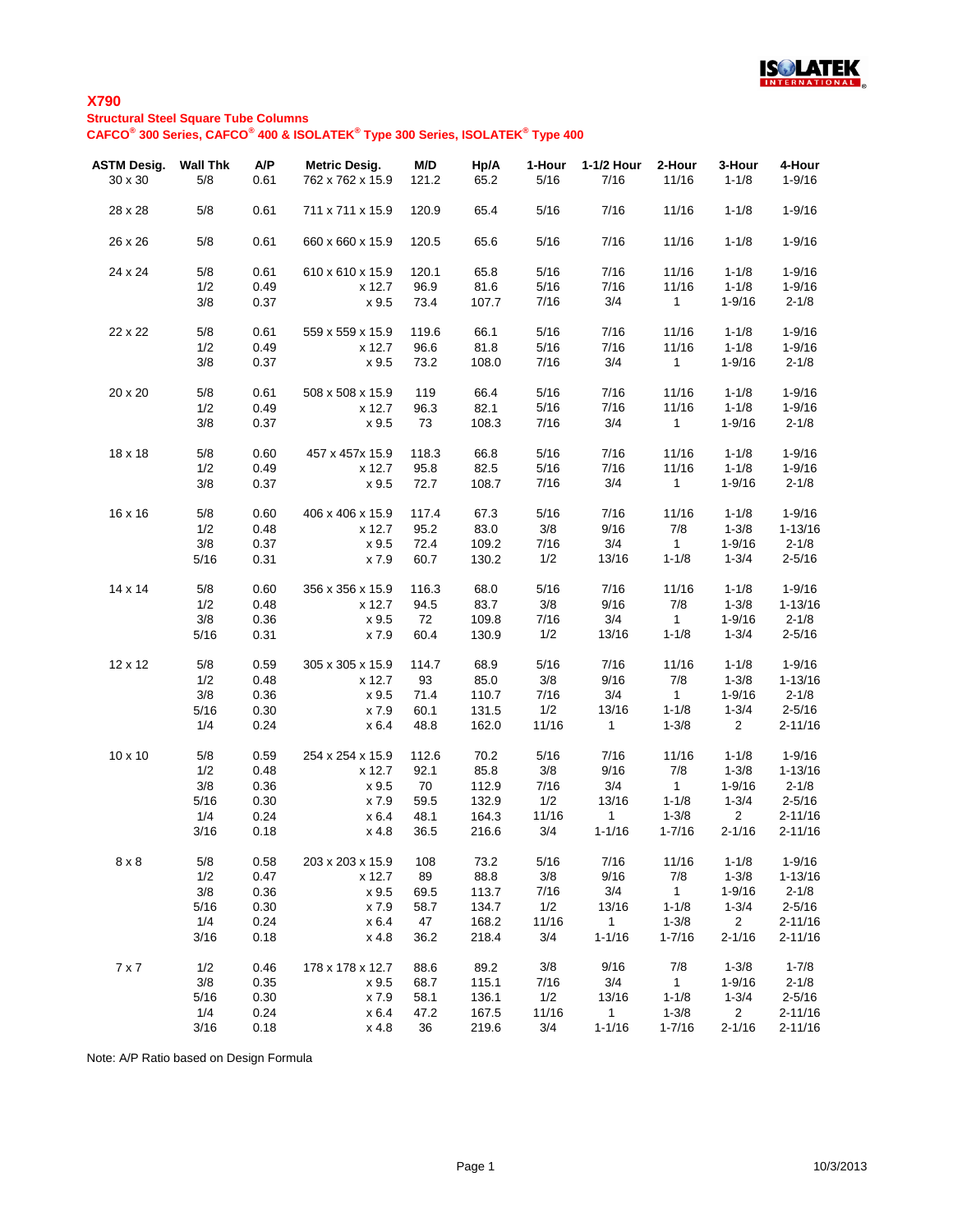# X790

## Structural Steel Square Tube Columns

### CAFCO® 300 Series, CAFCO® 400 & ISOLATEK® Type 300 Series, ISOLATEK® Type 400

| ASTM Desig. | Wall Thk | A/P | Metric Desig. | M/D | Hp/A | 1-Hour | 1-1/2 Hour | 2-Hour | 3-Hour | 4-Hour |
|---|---|---|---|---|---|---|---|---|---|---|
| 30 x 30 | 5/8 | 0.61 | 762 x 762 x 15.9 | 121.2 | 65.2 | 5/16 | 7/16 | 11/16 | 1-1/8 | 1-9/16 |
| 28 x 28 | 5/8 | 0.61 | 711 x 711 x 15.9 | 120.9 | 65.4 | 5/16 | 7/16 | 11/16 | 1-1/8 | 1-9/16 |
| 26 x 26 | 5/8 | 0.61 | 660 x 660 x 15.9 | 120.5 | 65.6 | 5/16 | 7/16 | 11/16 | 1-1/8 | 1-9/16 |
| 24 x 24 | 5/8 | 0.61 | 610 x 610 x 15.9 | 120.1 | 65.8 | 5/16 | 7/16 | 11/16 | 1-1/8 | 1-9/16 |
| | 1/2 | 0.49 | x 12.7 | 96.9 | 81.6 | 5/16 | 7/16 | 11/16 | 1-1/8 | 1-9/16 |
| | 3/8 | 0.37 | x 9.5 | 73.4 | 107.7 | 7/16 | 3/4 | 1 | 1-9/16 | 2-1/8 |
| 22 x 22 | 5/8 | 0.61 | 559 x 559 x 15.9 | 119.6 | 66.1 | 5/16 | 7/16 | 11/16 | 1-1/8 | 1-9/16 |
| | 1/2 | 0.49 | x 12.7 | 96.6 | 81.8 | 5/16 | 7/16 | 11/16 | 1-1/8 | 1-9/16 |
| | 3/8 | 0.37 | x 9.5 | 73.2 | 108.0 | 7/16 | 3/4 | 1 | 1-9/16 | 2-1/8 |
| 20 x 20 | 5/8 | 0.61 | 508 x 508 x 15.9 | 119 | 66.4 | 5/16 | 7/16 | 11/16 | 1-1/8 | 1-9/16 |
| | 1/2 | 0.49 | x 12.7 | 96.3 | 82.1 | 5/16 | 7/16 | 11/16 | 1-1/8 | 1-9/16 |
| | 3/8 | 0.37 | x 9.5 | 73 | 108.3 | 7/16 | 3/4 | 1 | 1-9/16 | 2-1/8 |
| 18 x 18 | 5/8 | 0.60 | 457 x 457x 15.9 | 118.3 | 66.8 | 5/16 | 7/16 | 11/16 | 1-1/8 | 1-9/16 |
| | 1/2 | 0.49 | x 12.7 | 95.8 | 82.5 | 5/16 | 7/16 | 11/16 | 1-1/8 | 1-9/16 |
| | 3/8 | 0.37 | x 9.5 | 72.7 | 108.7 | 7/16 | 3/4 | 1 | 1-9/16 | 2-1/8 |
| 16 x 16 | 5/8 | 0.60 | 406 x 406 x 15.9 | 117.4 | 67.3 | 5/16 | 7/16 | 11/16 | 1-1/8 | 1-9/16 |
| | 1/2 | 0.48 | x 12.7 | 95.2 | 83.0 | 3/8 | 9/16 | 7/8 | 1-3/8 | 1-13/16 |
| | 3/8 | 0.37 | x 9.5 | 72.4 | 109.2 | 7/16 | 3/4 | 1 | 1-9/16 | 2-1/8 |
| | 5/16 | 0.31 | x 7.9 | 60.7 | 130.2 | 1/2 | 13/16 | 1-1/8 | 1-3/4 | 2-5/16 |
| 14 x 14 | 5/8 | 0.60 | 356 x 356 x 15.9 | 116.3 | 68.0 | 5/16 | 7/16 | 11/16 | 1-1/8 | 1-9/16 |
| | 1/2 | 0.48 | x 12.7 | 94.5 | 83.7 | 3/8 | 9/16 | 7/8 | 1-3/8 | 1-13/16 |
| | 3/8 | 0.36 | x 9.5 | 72 | 109.8 | 7/16 | 3/4 | 1 | 1-9/16 | 2-1/8 |
| | 5/16 | 0.31 | x 7.9 | 60.4 | 130.9 | 1/2 | 13/16 | 1-1/8 | 1-3/4 | 2-5/16 |
| 12 x 12 | 5/8 | 0.59 | 305 x 305 x 15.9 | 114.7 | 68.9 | 5/16 | 7/16 | 11/16 | 1-1/8 | 1-9/16 |
| | 1/2 | 0.48 | x 12.7 | 93 | 85.0 | 3/8 | 9/16 | 7/8 | 1-3/8 | 1-13/16 |
| | 3/8 | 0.36 | x 9.5 | 71.4 | 110.7 | 7/16 | 3/4 | 1 | 1-9/16 | 2-1/8 |
| | 5/16 | 0.30 | x 7.9 | 60.1 | 131.5 | 1/2 | 13/16 | 1-1/8 | 1-3/4 | 2-5/16 |
| | 1/4 | 0.24 | x 6.4 | 48.8 | 162.0 | 11/16 | 1 | 1-3/8 | 2 | 2-11/16 |
| 10 x 10 | 5/8 | 0.59 | 254 x 254 x 15.9 | 112.6 | 70.2 | 5/16 | 7/16 | 11/16 | 1-1/8 | 1-9/16 |
| | 1/2 | 0.48 | x 12.7 | 92.1 | 85.8 | 3/8 | 9/16 | 7/8 | 1-3/8 | 1-13/16 |
| | 3/8 | 0.36 | x 9.5 | 70 | 112.9 | 7/16 | 3/4 | 1 | 1-9/16 | 2-1/8 |
| | 5/16 | 0.30 | x 7.9 | 59.5 | 132.9 | 1/2 | 13/16 | 1-1/8 | 1-3/4 | 2-5/16 |
| | 1/4 | 0.24 | x 6.4 | 48.1 | 164.3 | 11/16 | 1 | 1-3/8 | 2 | 2-11/16 |
| | 3/16 | 0.18 | x 4.8 | 36.5 | 216.6 | 3/4 | 1-1/16 | 1-7/16 | 2-1/16 | 2-11/16 |
| 8 x 8 | 5/8 | 0.58 | 203 x 203 x 15.9 | 108 | 73.2 | 5/16 | 7/16 | 11/16 | 1-1/8 | 1-9/16 |
| | 1/2 | 0.47 | x 12.7 | 89 | 88.8 | 3/8 | 9/16 | 7/8 | 1-3/8 | 1-13/16 |
| | 3/8 | 0.36 | x 9.5 | 69.5 | 113.7 | 7/16 | 3/4 | 1 | 1-9/16 | 2-1/8 |
| | 5/16 | 0.30 | x 7.9 | 58.7 | 134.7 | 1/2 | 13/16 | 1-1/8 | 1-3/4 | 2-5/16 |
| | 1/4 | 0.24 | x 6.4 | 47 | 168.2 | 11/16 | 1 | 1-3/8 | 2 | 2-11/16 |
| | 3/16 | 0.18 | x 4.8 | 36.2 | 218.4 | 3/4 | 1-1/16 | 1-7/16 | 2-1/16 | 2-11/16 |
| 7 x 7 | 1/2 | 0.46 | 178 x 178 x 12.7 | 88.6 | 89.2 | 3/8 | 9/16 | 7/8 | 1-3/8 | 1-7/8 |
| | 3/8 | 0.35 | x 9.5 | 68.7 | 115.1 | 7/16 | 3/4 | 1 | 1-9/16 | 2-1/8 |
| | 5/16 | 0.30 | x 7.9 | 58.1 | 136.1 | 1/2 | 13/16 | 1-1/8 | 1-3/4 | 2-5/16 |
| | 1/4 | 0.24 | x 6.4 | 47.2 | 167.5 | 11/16 | 1 | 1-3/8 | 2 | 2-11/16 |
| | 3/16 | 0.18 | x 4.8 | 36 | 219.6 | 3/4 | 1-1/16 | 1-7/16 | 2-1/16 | 2-11/16 |

Note: A/P Ratio based on Design Formula

10/3/2013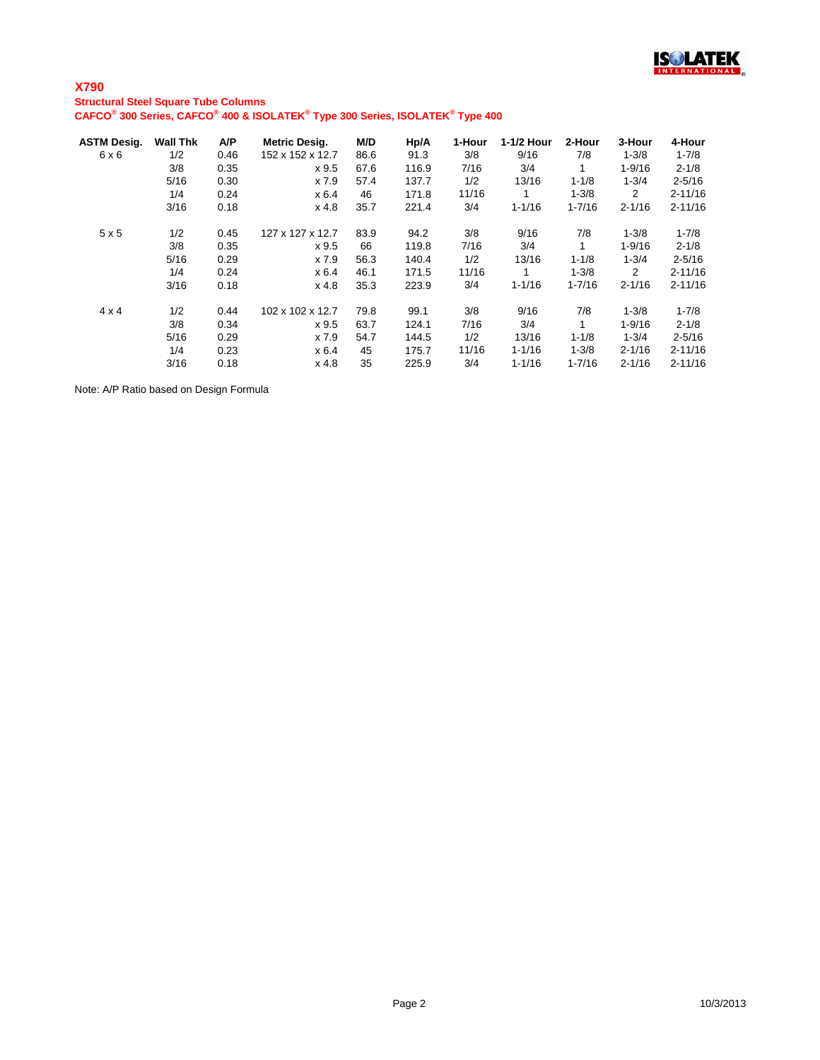# X790

## Structural Steel Square Tube Columns

### CAFCO® 300 Series, CAFCO® 400 & ISOLATEK® Type 300 Series, ISOLATEK® Type 400

| ASTM Desig. | Wall Thk | A/P | Metric Desig. | M/D | Hp/A | 1-Hour | 1-1/2 Hour | 2-Hour | 3-Hour | 4-Hour |
|---|---|---|---|---|---|---|---|---|---|---|
| 6 x 6 | 1/2 | 0.46 | 152 x 152 x 12.7 | 86.6 | 91.3 | 3/8 | 9/16 | 7/8 | 1-3/8 | 1-7/8 |
| | 3/8 | 0.35 | x 9.5 | 67.6 | 116.9 | 7/16 | 3/4 | 1 | 1-9/16 | 2-1/8 |
| | 5/16 | 0.30 | x 7.9 | 57.4 | 137.7 | 1/2 | 13/16 | 1-1/8 | 1-3/4 | 2-5/16 |
| | 1/4 | 0.24 | x 6.4 | 46 | 171.8 | 11/16 | 1 | 1-3/8 | 2 | 2-11/16 |
| | 3/16 | 0.18 | x 4.8 | 35.7 | 221.4 | 3/4 | 1-1/16 | 1-7/16 | 2-1/16 | 2-11/16 |
| 5 x 5 | 1/2 | 0.45 | 127 x 127 x 12.7 | 83.9 | 94.2 | 3/8 | 9/16 | 7/8 | 1-3/8 | 1-7/8 |
| | 3/8 | 0.35 | x 9.5 | 66 | 119.8 | 7/16 | 3/4 | 1 | 1-9/16 | 2-1/8 |
| | 5/16 | 0.29 | x 7.9 | 56.3 | 140.4 | 1/2 | 13/16 | 1-1/8 | 1-3/4 | 2-5/16 |
| | 1/4 | 0.24 | x 6.4 | 46.1 | 171.5 | 11/16 | 1 | 1-3/8 | 2 | 2-11/16 |
| | 3/16 | 0.18 | x 4.8 | 35.3 | 223.9 | 3/4 | 1-1/16 | 1-7/16 | 2-1/16 | 2-11/16 |
| 4 x 4 | 1/2 | 0.44 | 102 x 102 x 12.7 | 79.8 | 99.1 | 3/8 | 9/16 | 7/8 | 1-3/8 | 1-7/8 |
| | 3/8 | 0.34 | x 9.5 | 63.7 | 124.1 | 7/16 | 3/4 | 1 | 1-9/16 | 2-1/8 |
| | 5/16 | 0.29 | x 7.9 | 54.7 | 144.5 | 1/2 | 13/16 | 1-1/8 | 1-3/4 | 2-5/16 |
| | 1/4 | 0.23 | x 6.4 | 45 | 175.7 | 11/16 | 1-1/16 | 1-3/8 | 2-1/16 | 2-11/16 |
| | 3/16 | 0.18 | x 4.8 | 35 | 225.9 | 3/4 | 1-1/16 | 1-7/16 | 2-1/16 | 2-11/16 |

Note: A/P Ratio based on Design Formula